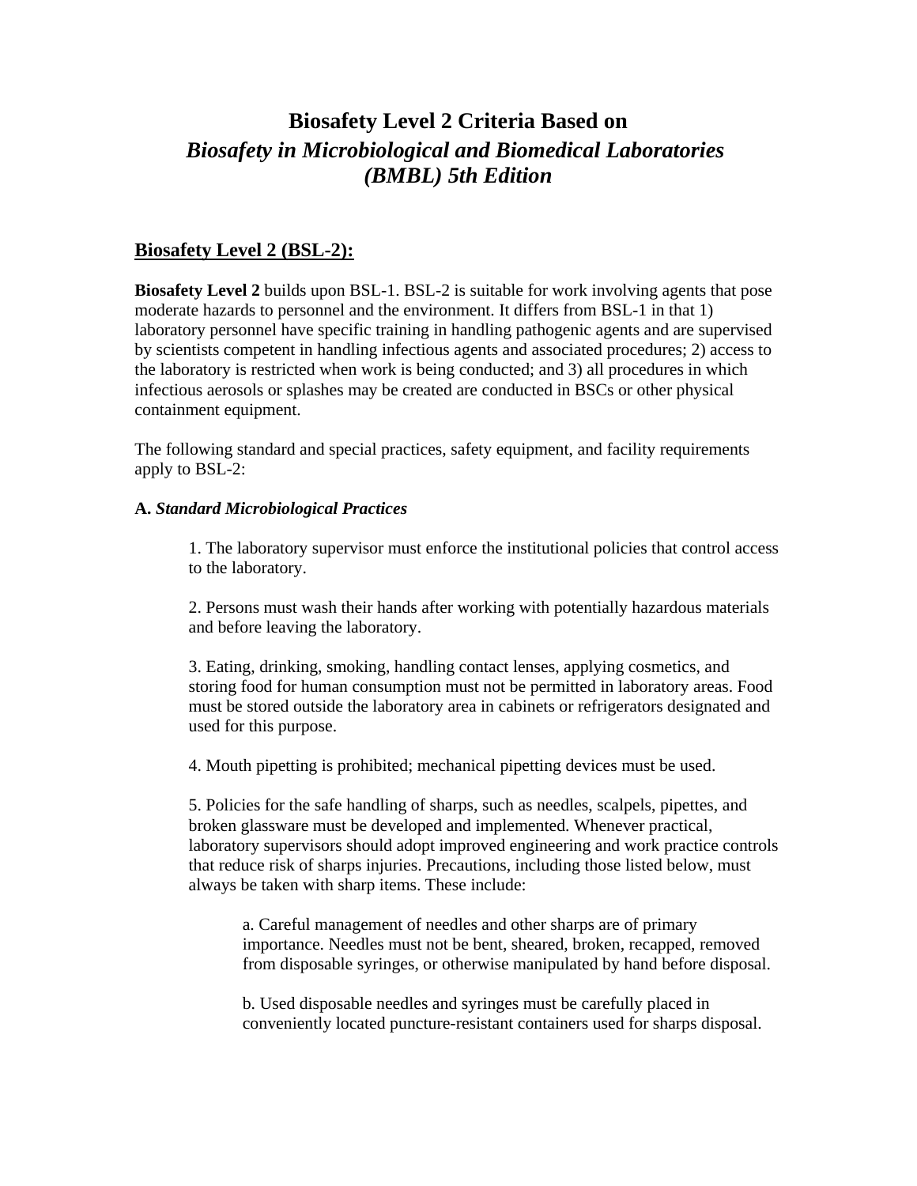# Biosafety Level 2 Criteria Based on *Biosafety in Microbiological and Biomedical Laboratories (BMBL) 5th Edition*

## Biosafety Level 2 (BSL-2):

**Biosafety Level 2** builds upon BSL-1. BSL-2 is suitable for work involving agents that pose moderate hazards to personnel and the environment. It differs from BSL-1 in that 1) laboratory personnel have specific training in handling pathogenic agents and are supervised by scientists competent in handling infectious agents and associated procedures; 2) access to the laboratory is restricted when work is being conducted; and 3) all procedures in which infectious aerosols or splashes may be created are conducted in BSCs or other physical containment equipment.

The following standard and special practices, safety equipment, and facility requirements apply to BSL-2:

**A.** ***Standard Microbiological Practices***

1. The laboratory supervisor must enforce the institutional policies that control access to the laboratory.

2. Persons must wash their hands after working with potentially hazardous materials and before leaving the laboratory.

3. Eating, drinking, smoking, handling contact lenses, applying cosmetics, and storing food for human consumption must not be permitted in laboratory areas. Food must be stored outside the laboratory area in cabinets or refrigerators designated and used for this purpose.

4. Mouth pipetting is prohibited; mechanical pipetting devices must be used.

5. Policies for the safe handling of sharps, such as needles, scalpels, pipettes, and broken glassware must be developed and implemented. Whenever practical, laboratory supervisors should adopt improved engineering and work practice controls that reduce risk of sharps injuries. Precautions, including those listed below, must always be taken with sharp items. These include:

   a. Careful management of needles and other sharps are of primary importance. Needles must not be bent, sheared, broken, recapped, removed from disposable syringes, or otherwise manipulated by hand before disposal.

   b. Used disposable needles and syringes must be carefully placed in conveniently located puncture-resistant containers used for sharps disposal.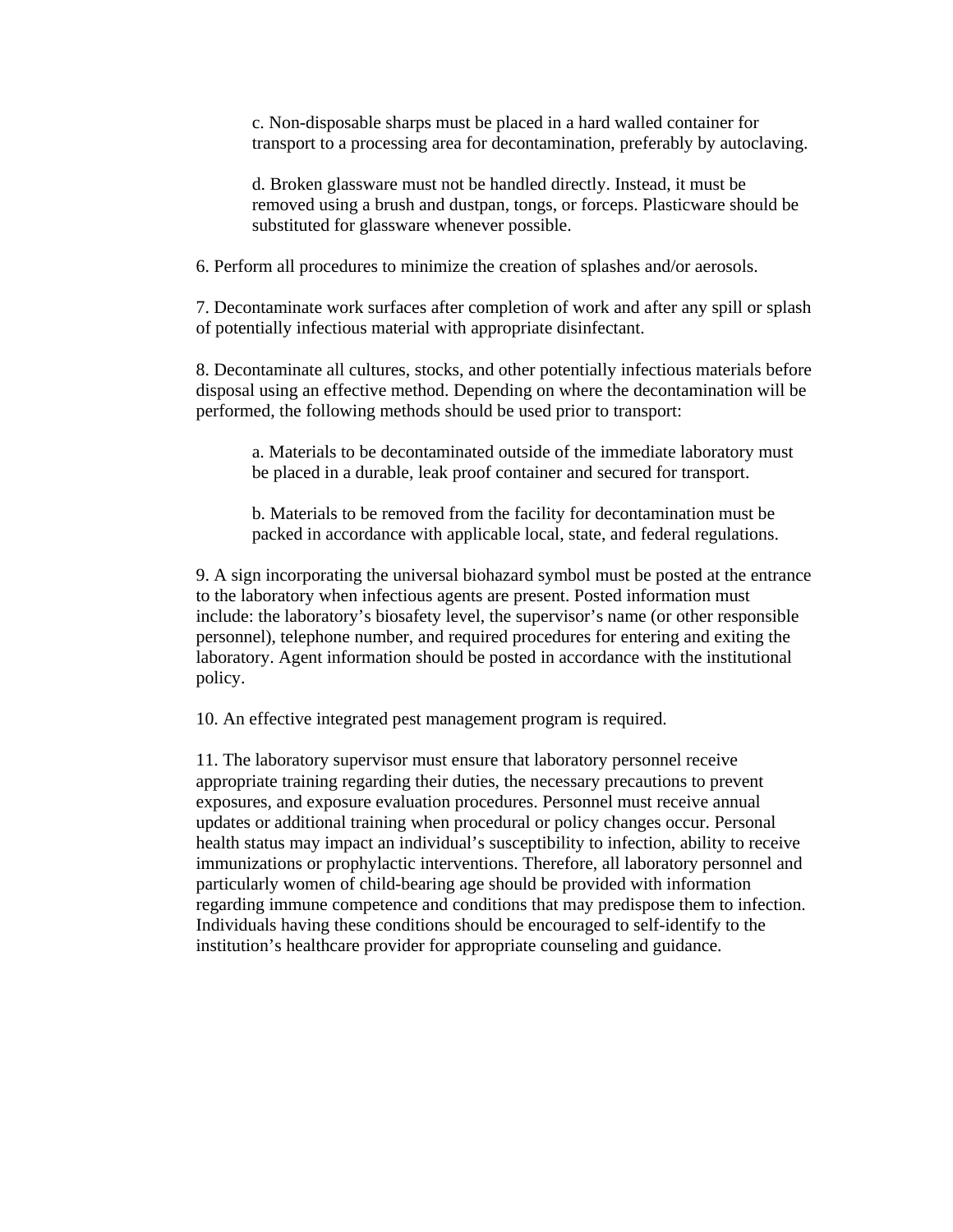c. Non-disposable sharps must be placed in a hard walled container for transport to a processing area for decontamination, preferably by autoclaving.

d. Broken glassware must not be handled directly. Instead, it must be removed using a brush and dustpan, tongs, or forceps. Plasticware should be substituted for glassware whenever possible.

6. Perform all procedures to minimize the creation of splashes and/or aerosols.

7. Decontaminate work surfaces after completion of work and after any spill or splash of potentially infectious material with appropriate disinfectant.

8. Decontaminate all cultures, stocks, and other potentially infectious materials before disposal using an effective method. Depending on where the decontamination will be performed, the following methods should be used prior to transport:

a. Materials to be decontaminated outside of the immediate laboratory must be placed in a durable, leak proof container and secured for transport.

b. Materials to be removed from the facility for decontamination must be packed in accordance with applicable local, state, and federal regulations.

9. A sign incorporating the universal biohazard symbol must be posted at the entrance to the laboratory when infectious agents are present. Posted information must include: the laboratory's biosafety level, the supervisor's name (or other responsible personnel), telephone number, and required procedures for entering and exiting the laboratory. Agent information should be posted in accordance with the institutional policy.

10. An effective integrated pest management program is required.

11. The laboratory supervisor must ensure that laboratory personnel receive appropriate training regarding their duties, the necessary precautions to prevent exposures, and exposure evaluation procedures. Personnel must receive annual updates or additional training when procedural or policy changes occur. Personal health status may impact an individual's susceptibility to infection, ability to receive immunizations or prophylactic interventions. Therefore, all laboratory personnel and particularly women of child-bearing age should be provided with information regarding immune competence and conditions that may predispose them to infection. Individuals having these conditions should be encouraged to self-identify to the institution's healthcare provider for appropriate counseling and guidance.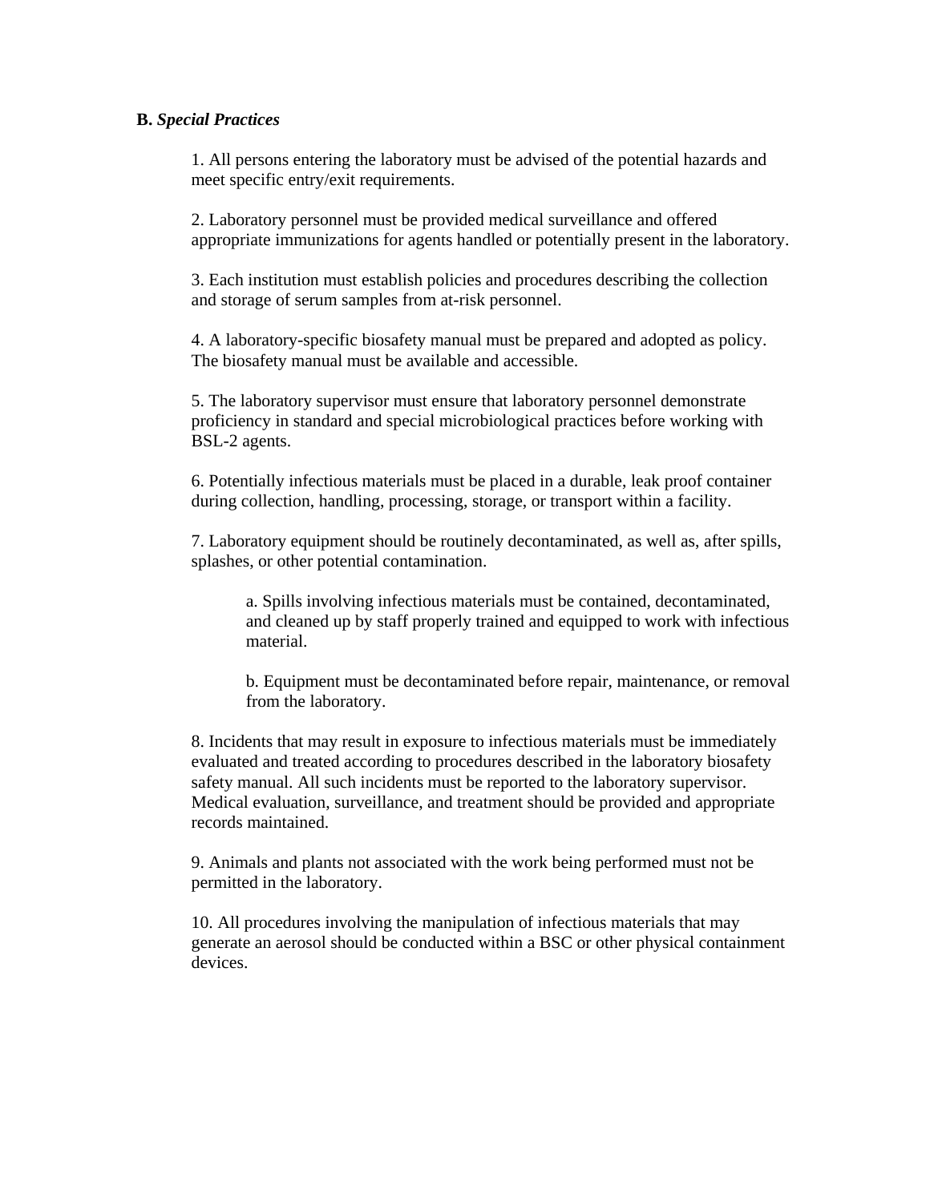**B.** ***Special Practices***

1. All persons entering the laboratory must be advised of the potential hazards and meet specific entry/exit requirements.

2. Laboratory personnel must be provided medical surveillance and offered appropriate immunizations for agents handled or potentially present in the laboratory.

3. Each institution must establish policies and procedures describing the collection and storage of serum samples from at-risk personnel.

4. A laboratory-specific biosafety manual must be prepared and adopted as policy. The biosafety manual must be available and accessible.

5. The laboratory supervisor must ensure that laboratory personnel demonstrate proficiency in standard and special microbiological practices before working with BSL-2 agents.

6. Potentially infectious materials must be placed in a durable, leak proof container during collection, handling, processing, storage, or transport within a facility.

7. Laboratory equipment should be routinely decontaminated, as well as, after spills, splashes, or other potential contamination.

    a. Spills involving infectious materials must be contained, decontaminated, and cleaned up by staff properly trained and equipped to work with infectious material.

    b. Equipment must be decontaminated before repair, maintenance, or removal from the laboratory.

8. Incidents that may result in exposure to infectious materials must be immediately evaluated and treated according to procedures described in the laboratory biosafety safety manual. All such incidents must be reported to the laboratory supervisor. Medical evaluation, surveillance, and treatment should be provided and appropriate records maintained.

9. Animals and plants not associated with the work being performed must not be permitted in the laboratory.

10. All procedures involving the manipulation of infectious materials that may generate an aerosol should be conducted within a BSC or other physical containment devices.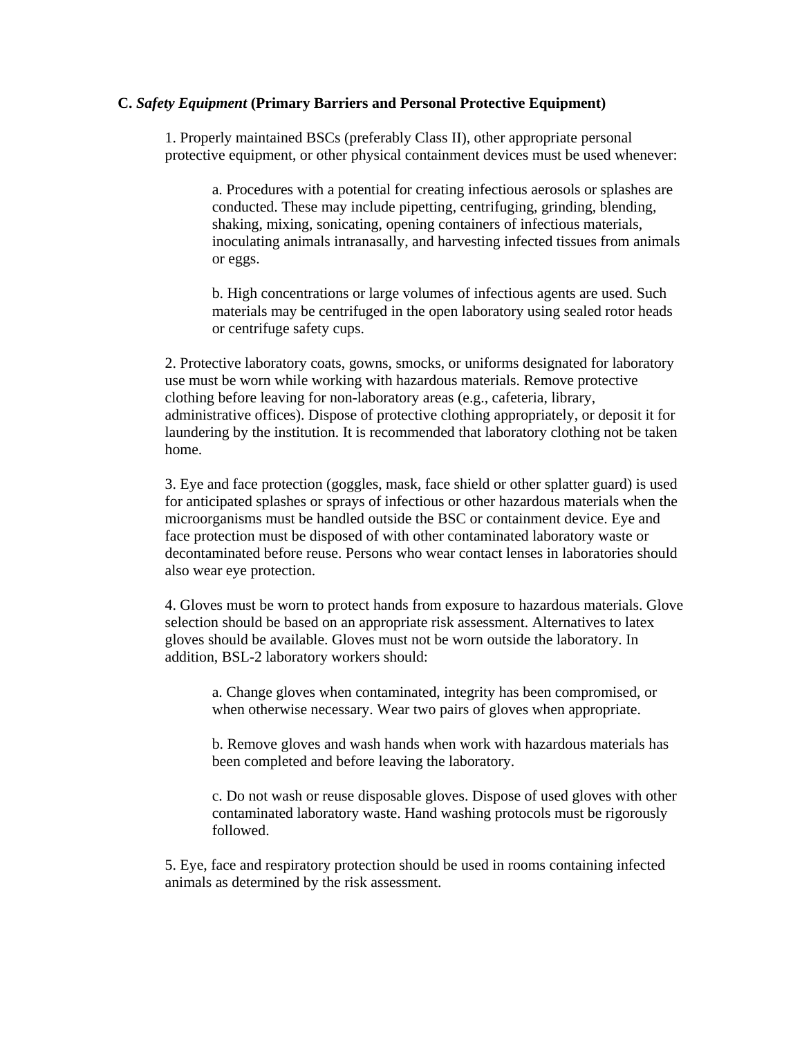**C.** ***Safety Equipment*** **(Primary Barriers and Personal Protective Equipment)**

1. Properly maintained BSCs (preferably Class II), other appropriate personal protective equipment, or other physical containment devices must be used whenever:

    a. Procedures with a potential for creating infectious aerosols or splashes are conducted. These may include pipetting, centrifuging, grinding, blending, shaking, mixing, sonicating, opening containers of infectious materials, inoculating animals intranasally, and harvesting infected tissues from animals or eggs.

    b. High concentrations or large volumes of infectious agents are used. Such materials may be centrifuged in the open laboratory using sealed rotor heads or centrifuge safety cups.

2. Protective laboratory coats, gowns, smocks, or uniforms designated for laboratory use must be worn while working with hazardous materials. Remove protective clothing before leaving for non-laboratory areas (e.g., cafeteria, library, administrative offices). Dispose of protective clothing appropriately, or deposit it for laundering by the institution. It is recommended that laboratory clothing not be taken home.

3. Eye and face protection (goggles, mask, face shield or other splatter guard) is used for anticipated splashes or sprays of infectious or other hazardous materials when the microorganisms must be handled outside the BSC or containment device. Eye and face protection must be disposed of with other contaminated laboratory waste or decontaminated before reuse. Persons who wear contact lenses in laboratories should also wear eye protection.

4. Gloves must be worn to protect hands from exposure to hazardous materials. Glove selection should be based on an appropriate risk assessment. Alternatives to latex gloves should be available. Gloves must not be worn outside the laboratory. In addition, BSL-2 laboratory workers should:

    a. Change gloves when contaminated, integrity has been compromised, or when otherwise necessary. Wear two pairs of gloves when appropriate.

    b. Remove gloves and wash hands when work with hazardous materials has been completed and before leaving the laboratory.

    c. Do not wash or reuse disposable gloves. Dispose of used gloves with other contaminated laboratory waste. Hand washing protocols must be rigorously followed.

5. Eye, face and respiratory protection should be used in rooms containing infected animals as determined by the risk assessment.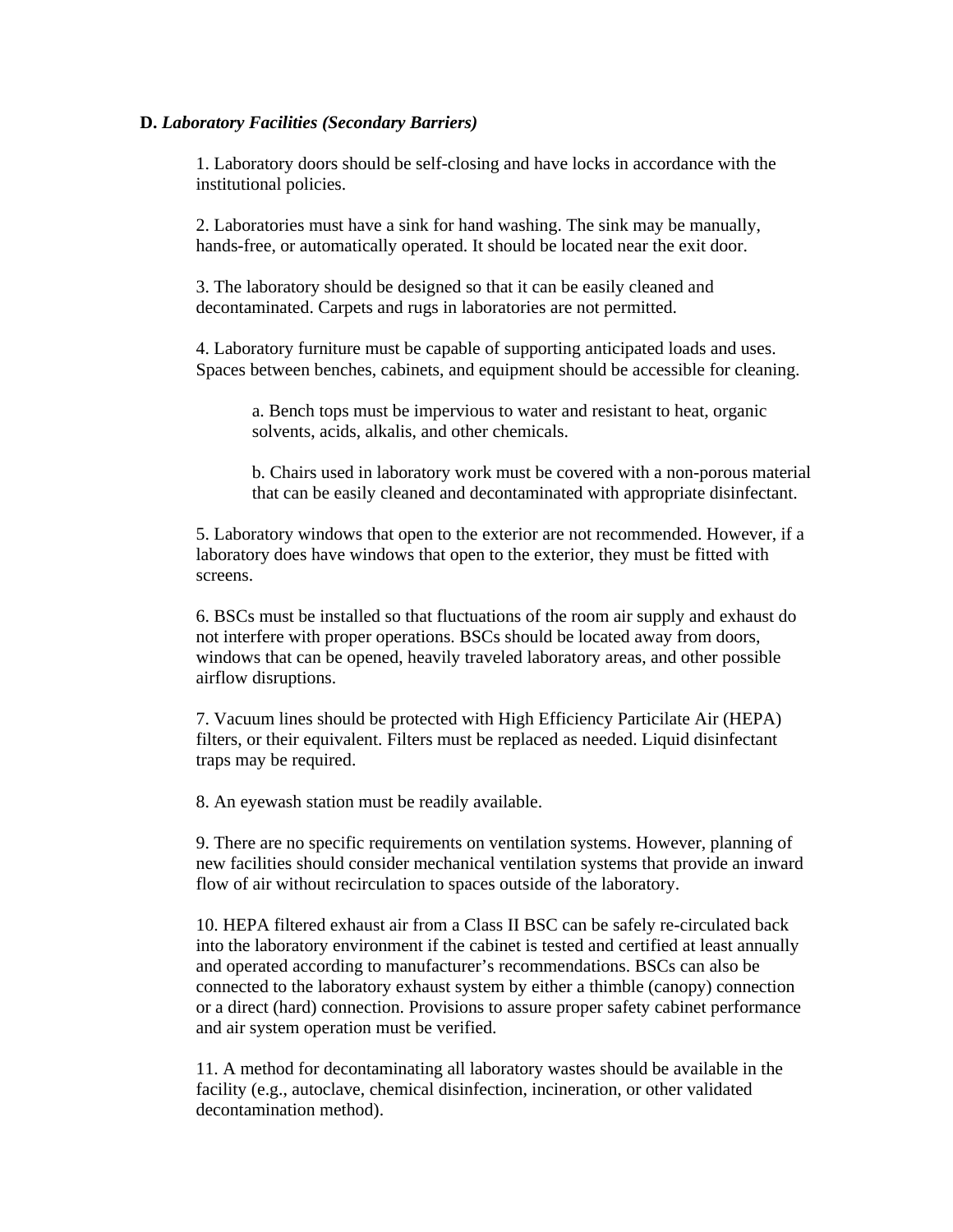**D.** ***Laboratory Facilities (Secondary Barriers)***

1. Laboratory doors should be self-closing and have locks in accordance with the institutional policies.

2. Laboratories must have a sink for hand washing. The sink may be manually, hands-free, or automatically operated. It should be located near the exit door.

3. The laboratory should be designed so that it can be easily cleaned and decontaminated. Carpets and rugs in laboratories are not permitted.

4. Laboratory furniture must be capable of supporting anticipated loads and uses. Spaces between benches, cabinets, and equipment should be accessible for cleaning.

    a. Bench tops must be impervious to water and resistant to heat, organic solvents, acids, alkalis, and other chemicals.

    b. Chairs used in laboratory work must be covered with a non-porous material that can be easily cleaned and decontaminated with appropriate disinfectant.

5. Laboratory windows that open to the exterior are not recommended. However, if a laboratory does have windows that open to the exterior, they must be fitted with screens.

6. BSCs must be installed so that fluctuations of the room air supply and exhaust do not interfere with proper operations. BSCs should be located away from doors, windows that can be opened, heavily traveled laboratory areas, and other possible airflow disruptions.

7. Vacuum lines should be protected with High Efficiency Particilate Air (HEPA) filters, or their equivalent. Filters must be replaced as needed. Liquid disinfectant traps may be required.

8. An eyewash station must be readily available.

9. There are no specific requirements on ventilation systems. However, planning of new facilities should consider mechanical ventilation systems that provide an inward flow of air without recirculation to spaces outside of the laboratory.

10. HEPA filtered exhaust air from a Class II BSC can be safely re-circulated back into the laboratory environment if the cabinet is tested and certified at least annually and operated according to manufacturer's recommendations. BSCs can also be connected to the laboratory exhaust system by either a thimble (canopy) connection or a direct (hard) connection. Provisions to assure proper safety cabinet performance and air system operation must be verified.

11. A method for decontaminating all laboratory wastes should be available in the facility (e.g., autoclave, chemical disinfection, incineration, or other validated decontamination method).